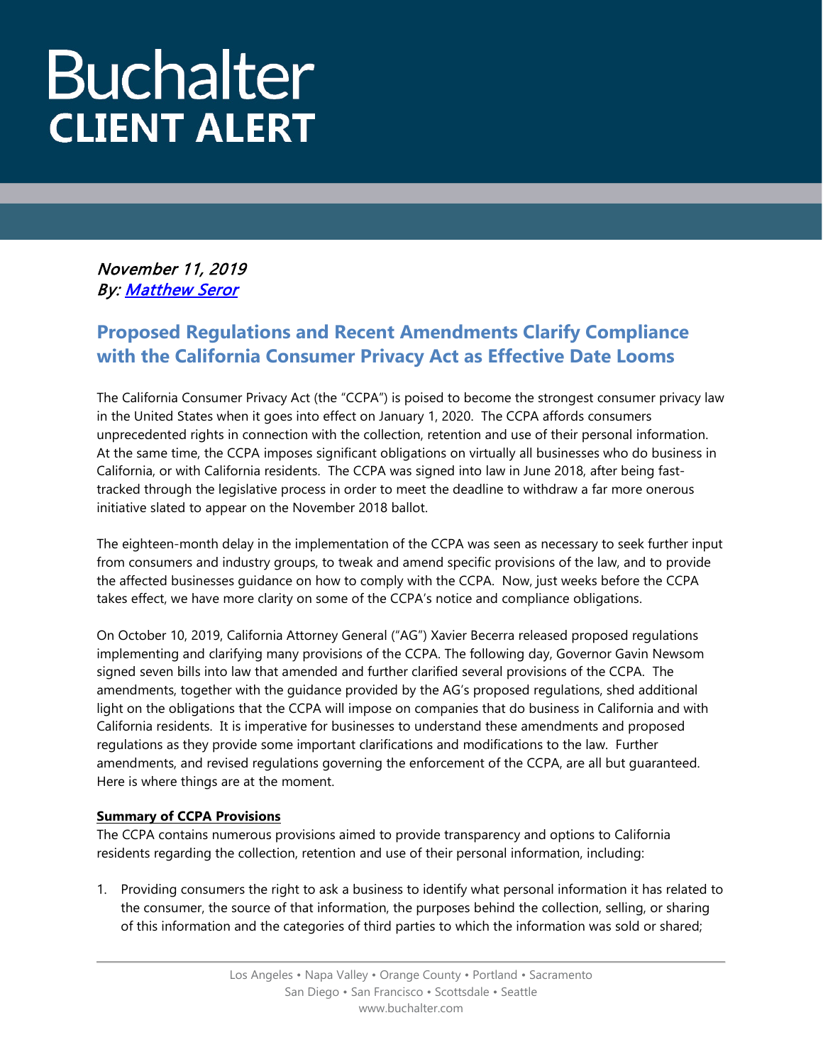# Buchalter
## CLIENT ALERT

*November 11, 2019*
*By: [Matthew Seror]*

## Proposed Regulations and Recent Amendments Clarify Compliance with the California Consumer Privacy Act as Effective Date Looms

The California Consumer Privacy Act (the "CCPA") is poised to become the strongest consumer privacy law in the United States when it goes into effect on January 1, 2020. The CCPA affords consumers unprecedented rights in connection with the collection, retention and use of their personal information. At the same time, the CCPA imposes significant obligations on virtually all businesses who do business in California, or with California residents. The CCPA was signed into law in June 2018, after being fast-tracked through the legislative process in order to meet the deadline to withdraw a far more onerous initiative slated to appear on the November 2018 ballot.

The eighteen-month delay in the implementation of the CCPA was seen as necessary to seek further input from consumers and industry groups, to tweak and amend specific provisions of the law, and to provide the affected businesses guidance on how to comply with the CCPA. Now, just weeks before the CCPA takes effect, we have more clarity on some of the CCPA's notice and compliance obligations.

On October 10, 2019, California Attorney General ("AG") Xavier Becerra released proposed regulations implementing and clarifying many provisions of the CCPA. The following day, Governor Gavin Newsom signed seven bills into law that amended and further clarified several provisions of the CCPA. The amendments, together with the guidance provided by the AG's proposed regulations, shed additional light on the obligations that the CCPA will impose on companies that do business in California and with California residents. It is imperative for businesses to understand these amendments and proposed regulations as they provide some important clarifications and modifications to the law. Further amendments, and revised regulations governing the enforcement of the CCPA, are all but guaranteed. Here is where things are at the moment.

**Summary of CCPA Provisions**

The CCPA contains numerous provisions aimed to provide transparency and options to California residents regarding the collection, retention and use of their personal information, including:

1. Providing consumers the right to ask a business to identify what personal information it has related to the consumer, the source of that information, the purposes behind the collection, selling, or sharing of this information and the categories of third parties to which the information was sold or shared;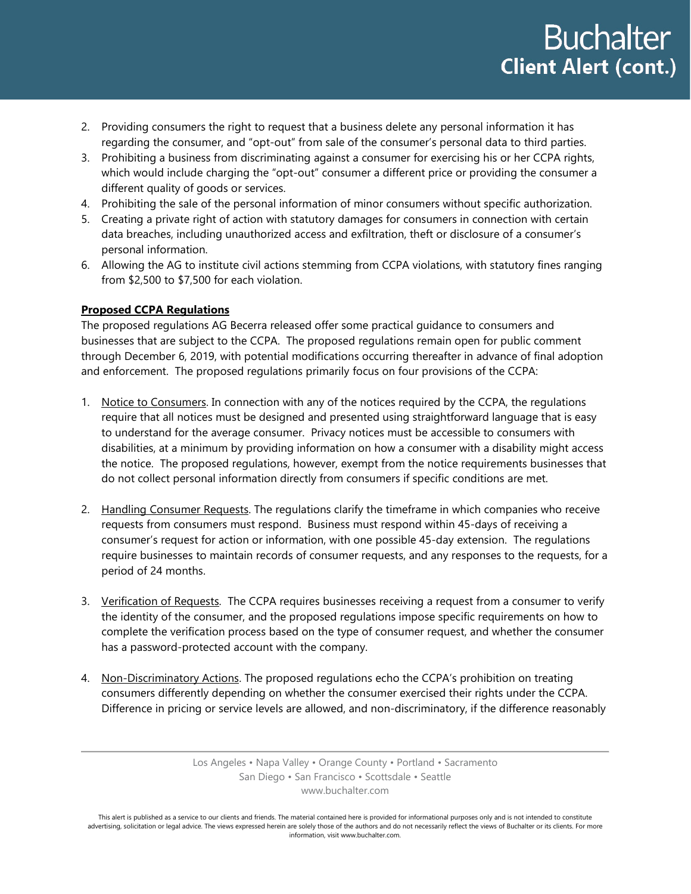2. Providing consumers the right to request that a business delete any personal information it has regarding the consumer, and "opt-out" from sale of the consumer's personal data to third parties.
3. Prohibiting a business from discriminating against a consumer for exercising his or her CCPA rights, which would include charging the "opt-out" consumer a different price or providing the consumer a different quality of goods or services.
4. Prohibiting the sale of the personal information of minor consumers without specific authorization.
5. Creating a private right of action with statutory damages for consumers in connection with certain data breaches, including unauthorized access and exfiltration, theft or disclosure of a consumer's personal information.
6. Allowing the AG to institute civil actions stemming from CCPA violations, with statutory fines ranging from $2,500 to $7,500 for each violation.

**Proposed CCPA Regulations**

The proposed regulations AG Becerra released offer some practical guidance to consumers and businesses that are subject to the CCPA. The proposed regulations remain open for public comment through December 6, 2019, with potential modifications occurring thereafter in advance of final adoption and enforcement. The proposed regulations primarily focus on four provisions of the CCPA:

1. Notice to Consumers. In connection with any of the notices required by the CCPA, the regulations require that all notices must be designed and presented using straightforward language that is easy to understand for the average consumer. Privacy notices must be accessible to consumers with disabilities, at a minimum by providing information on how a consumer with a disability might access the notice. The proposed regulations, however, exempt from the notice requirements businesses that do not collect personal information directly from consumers if specific conditions are met.

2. Handling Consumer Requests. The regulations clarify the timeframe in which companies who receive requests from consumers must respond. Business must respond within 45-days of receiving a consumer's request for action or information, with one possible 45-day extension. The regulations require businesses to maintain records of consumer requests, and any responses to the requests, for a period of 24 months.

3. Verification of Requests. The CCPA requires businesses receiving a request from a consumer to verify the identity of the consumer, and the proposed regulations impose specific requirements on how to complete the verification process based on the type of consumer request, and whether the consumer has a password-protected account with the company.

4. Non-Discriminatory Actions. The proposed regulations echo the CCPA's prohibition on treating consumers differently depending on whether the consumer exercised their rights under the CCPA. Difference in pricing or service levels are allowed, and non-discriminatory, if the difference reasonably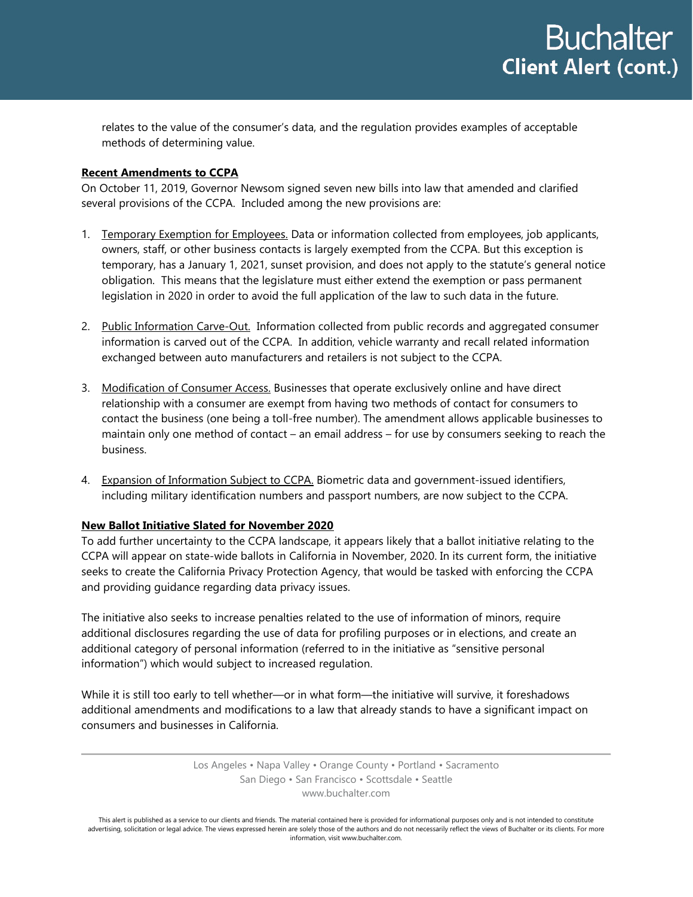relates to the value of the consumer's data, and the regulation provides examples of acceptable methods of determining value.

**Recent Amendments to CCPA**

On October 11, 2019, Governor Newsom signed seven new bills into law that amended and clarified several provisions of the CCPA. Included among the new provisions are:

1. Temporary Exemption for Employees. Data or information collected from employees, job applicants, owners, staff, or other business contacts is largely exempted from the CCPA. But this exception is temporary, has a January 1, 2021, sunset provision, and does not apply to the statute's general notice obligation. This means that the legislature must either extend the exemption or pass permanent legislation in 2020 in order to avoid the full application of the law to such data in the future.

2. Public Information Carve-Out. Information collected from public records and aggregated consumer information is carved out of the CCPA. In addition, vehicle warranty and recall related information exchanged between auto manufacturers and retailers is not subject to the CCPA.

3. Modification of Consumer Access. Businesses that operate exclusively online and have direct relationship with a consumer are exempt from having two methods of contact for consumers to contact the business (one being a toll-free number). The amendment allows applicable businesses to maintain only one method of contact – an email address – for use by consumers seeking to reach the business.

4. Expansion of Information Subject to CCPA. Biometric data and government-issued identifiers, including military identification numbers and passport numbers, are now subject to the CCPA.

**New Ballot Initiative Slated for November 2020**

To add further uncertainty to the CCPA landscape, it appears likely that a ballot initiative relating to the CCPA will appear on state-wide ballots in California in November, 2020. In its current form, the initiative seeks to create the California Privacy Protection Agency, that would be tasked with enforcing the CCPA and providing guidance regarding data privacy issues.

The initiative also seeks to increase penalties related to the use of information of minors, require additional disclosures regarding the use of data for profiling purposes or in elections, and create an additional category of personal information (referred to in the initiative as "sensitive personal information") which would subject to increased regulation.

While it is still too early to tell whether—or in what form—the initiative will survive, it foreshadows additional amendments and modifications to a law that already stands to have a significant impact on consumers and businesses in California.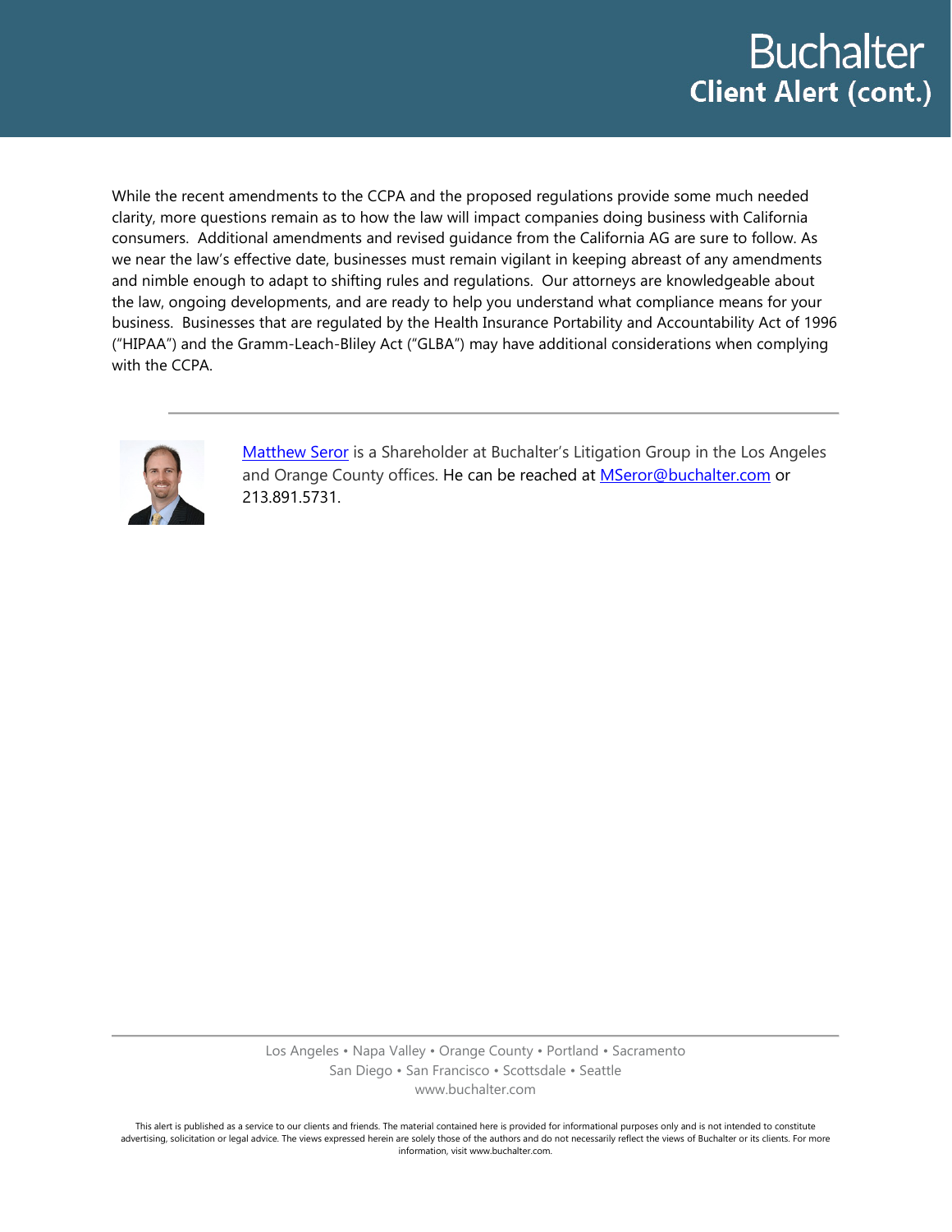While the recent amendments to the CCPA and the proposed regulations provide some much needed clarity, more questions remain as to how the law will impact companies doing business with California consumers. Additional amendments and revised guidance from the California AG are sure to follow. As we near the law's effective date, businesses must remain vigilant in keeping abreast of any amendments and nimble enough to adapt to shifting rules and regulations. Our attorneys are knowledgeable about the law, ongoing developments, and are ready to help you understand what compliance means for your business. Businesses that are regulated by the Health Insurance Portability and Accountability Act of 1996 ("HIPAA") and the Gramm-Leach-Bliley Act ("GLBA") may have additional considerations when complying with the CCPA.

---

Matthew Seror is a Shareholder at Buchalter's Litigation Group in the Los Angeles and Orange County offices. He can be reached at MSeror@buchalter.com or 213.891.5731.

---

Los Angeles • Napa Valley • Orange County • Portland • Sacramento
San Diego • San Francisco • Scottsdale • Seattle
www.buchalter.com

This alert is published as a service to our clients and friends. The material contained here is provided for informational purposes only and is not intended to constitute advertising, solicitation or legal advice. The views expressed herein are solely those of the authors and do not necessarily reflect the views of Buchalter or its clients. For more information, visit www.buchalter.com.